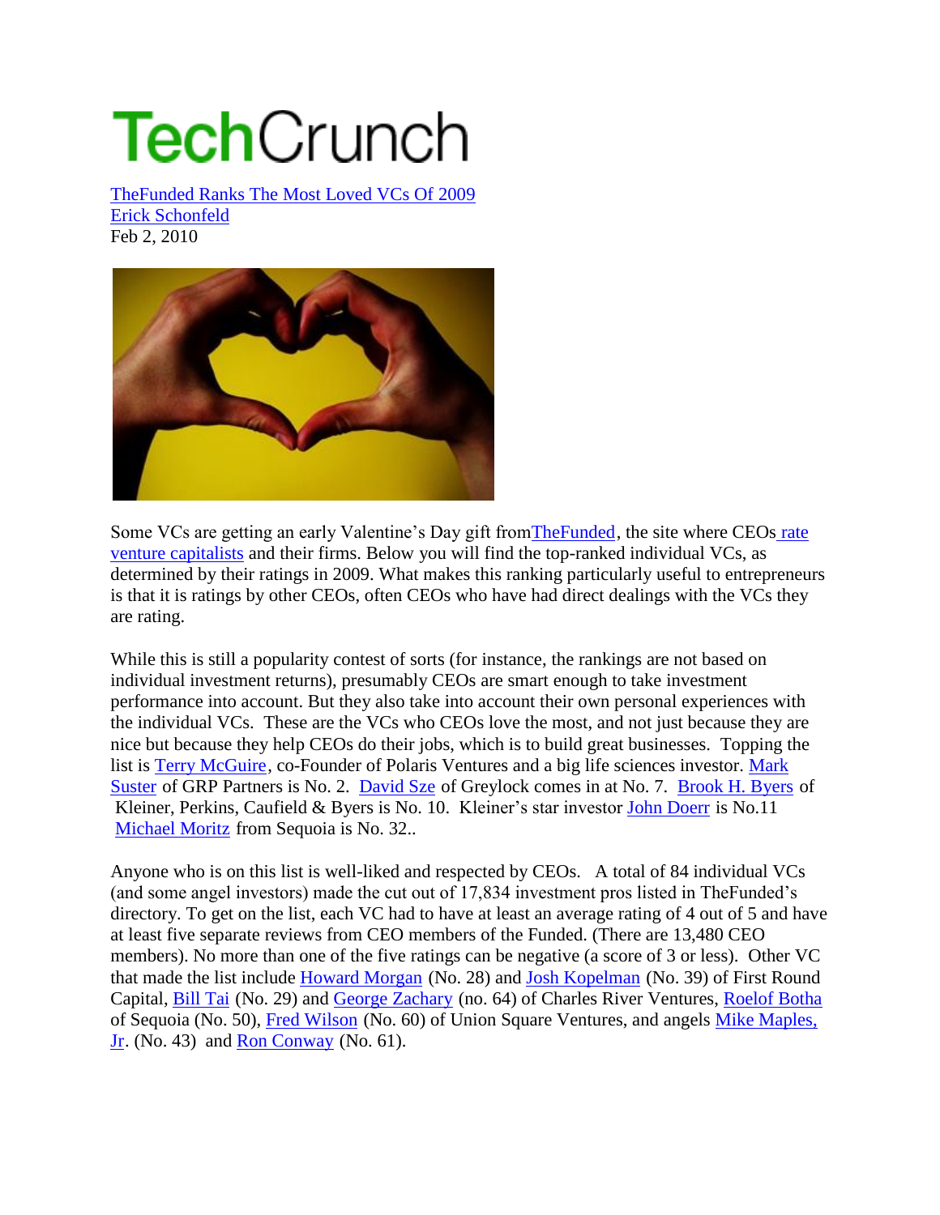# TechCrunch

[TheFunded Ranks The Most Loved VCs Of 2009]

[Erick Schonfeld]

Feb 2, 2010

Some VCs are getting an early Valentine's Day gift fromTheFunded, the site where CEOs rate venture capitalists and their firms. Below you will find the top-ranked individual VCs, as determined by their ratings in 2009. What makes this ranking particularly useful to entrepreneurs is that it is ratings by other CEOs, often CEOs who have had direct dealings with the VCs they are rating.

While this is still a popularity contest of sorts (for instance, the rankings are not based on individual investment returns), presumably CEOs are smart enough to take investment performance into account. But they also take into account their own personal experiences with the individual VCs. These are the VCs who CEOs love the most, and not just because they are nice but because they help CEOs do their jobs, which is to build great businesses. Topping the list is Terry McGuire, co-Founder of Polaris Ventures and a big life sciences investor. Mark Suster of GRP Partners is No. 2. David Sze of Greylock comes in at No. 7. Brook H. Byers of Kleiner, Perkins, Caufield & Byers is No. 10. Kleiner's star investor John Doerr is No.11 Michael Moritz from Sequoia is No. 32..

Anyone who is on this list is well-liked and respected by CEOs. A total of 84 individual VCs (and some angel investors) made the cut out of 17,834 investment pros listed in TheFunded's directory. To get on the list, each VC had to have at least an average rating of 4 out of 5 and have at least five separate reviews from CEO members of the Funded. (There are 13,480 CEO members). No more than one of the five ratings can be negative (a score of 3 or less). Other VC that made the list include Howard Morgan (No. 28) and Josh Kopelman (No. 39) of First Round Capital, Bill Tai (No. 29) and George Zachary (no. 64) of Charles River Ventures, Roelof Botha of Sequoia (No. 50), Fred Wilson (No. 60) of Union Square Ventures, and angels Mike Maples, Jr. (No. 43) and Ron Conway (No. 61).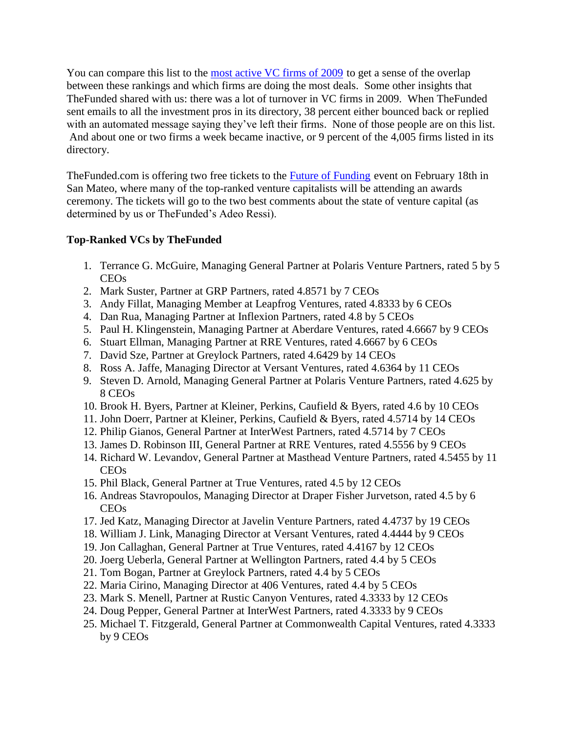You can compare this list to the [most active VC firms of 2009](#) to get a sense of the overlap between these rankings and which firms are doing the most deals. Some other insights that TheFunded shared with us: there was a lot of turnover in VC firms in 2009. When TheFunded sent emails to all the investment pros in its directory, 38 percent either bounced back or replied with an automated message saying they've left their firms. None of those people are on this list. And about one or two firms a week became inactive, or 9 percent of the 4,005 firms listed in its directory.

TheFunded.com is offering two free tickets to the [Future of Funding](#) event on February 18th in San Mateo, where many of the top-ranked venture capitalists will be attending an awards ceremony. The tickets will go to the two best comments about the state of venture capital (as determined by us or TheFunded's Adeo Ressi).

**Top-Ranked VCs by TheFunded**

1. Terrance G. McGuire, Managing General Partner at Polaris Venture Partners, rated 5 by 5 CEOs
2. Mark Suster, Partner at GRP Partners, rated 4.8571 by 7 CEOs
3. Andy Fillat, Managing Member at Leapfrog Ventures, rated 4.8333 by 6 CEOs
4. Dan Rua, Managing Partner at Inflexion Partners, rated 4.8 by 5 CEOs
5. Paul H. Klingenstein, Managing Partner at Aberdare Ventures, rated 4.6667 by 9 CEOs
6. Stuart Ellman, Managing Partner at RRE Ventures, rated 4.6667 by 6 CEOs
7. David Sze, Partner at Greylock Partners, rated 4.6429 by 14 CEOs
8. Ross A. Jaffe, Managing Director at Versant Ventures, rated 4.6364 by 11 CEOs
9. Steven D. Arnold, Managing General Partner at Polaris Venture Partners, rated 4.625 by 8 CEOs
10. Brook H. Byers, Partner at Kleiner, Perkins, Caufield & Byers, rated 4.6 by 10 CEOs
11. John Doerr, Partner at Kleiner, Perkins, Caufield & Byers, rated 4.5714 by 14 CEOs
12. Philip Gianos, General Partner at InterWest Partners, rated 4.5714 by 7 CEOs
13. James D. Robinson III, General Partner at RRE Ventures, rated 4.5556 by 9 CEOs
14. Richard W. Levandov, General Partner at Masthead Venture Partners, rated 4.5455 by 11 CEOs
15. Phil Black, General Partner at True Ventures, rated 4.5 by 12 CEOs
16. Andreas Stavropoulos, Managing Director at Draper Fisher Jurvetson, rated 4.5 by 6 CEOs
17. Jed Katz, Managing Director at Javelin Venture Partners, rated 4.4737 by 19 CEOs
18. William J. Link, Managing Director at Versant Ventures, rated 4.4444 by 9 CEOs
19. Jon Callaghan, General Partner at True Ventures, rated 4.4167 by 12 CEOs
20. Joerg Ueberla, General Partner at Wellington Partners, rated 4.4 by 5 CEOs
21. Tom Bogan, Partner at Greylock Partners, rated 4.4 by 5 CEOs
22. Maria Cirino, Managing Director at 406 Ventures, rated 4.4 by 5 CEOs
23. Mark S. Menell, Partner at Rustic Canyon Ventures, rated 4.3333 by 12 CEOs
24. Doug Pepper, General Partner at InterWest Partners, rated 4.3333 by 9 CEOs
25. Michael T. Fitzgerald, General Partner at Commonwealth Capital Ventures, rated 4.3333 by 9 CEOs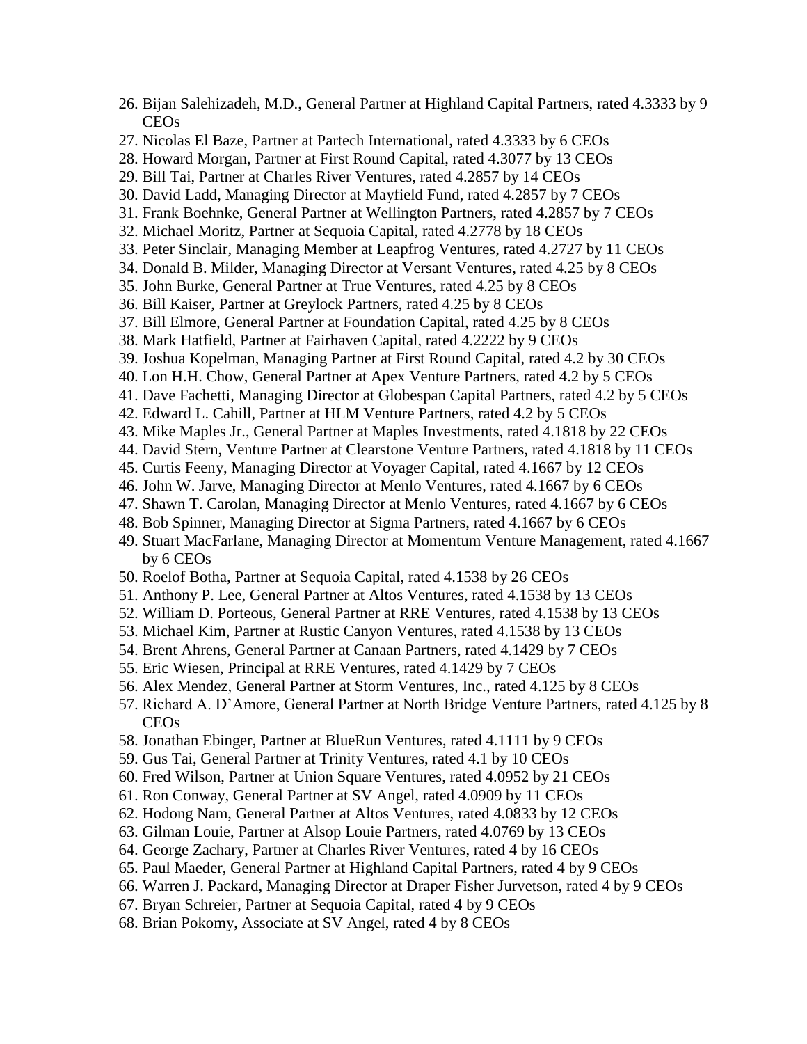26. Bijan Salehizadeh, M.D., General Partner at Highland Capital Partners, rated 4.3333 by 9 CEOs
27. Nicolas El Baze, Partner at Partech International, rated 4.3333 by 6 CEOs
28. Howard Morgan, Partner at First Round Capital, rated 4.3077 by 13 CEOs
29. Bill Tai, Partner at Charles River Ventures, rated 4.2857 by 14 CEOs
30. David Ladd, Managing Director at Mayfield Fund, rated 4.2857 by 7 CEOs
31. Frank Boehnke, General Partner at Wellington Partners, rated 4.2857 by 7 CEOs
32. Michael Moritz, Partner at Sequoia Capital, rated 4.2778 by 18 CEOs
33. Peter Sinclair, Managing Member at Leapfrog Ventures, rated 4.2727 by 11 CEOs
34. Donald B. Milder, Managing Director at Versant Ventures, rated 4.25 by 8 CEOs
35. John Burke, General Partner at True Ventures, rated 4.25 by 8 CEOs
36. Bill Kaiser, Partner at Greylock Partners, rated 4.25 by 8 CEOs
37. Bill Elmore, General Partner at Foundation Capital, rated 4.25 by 8 CEOs
38. Mark Hatfield, Partner at Fairhaven Capital, rated 4.2222 by 9 CEOs
39. Joshua Kopelman, Managing Partner at First Round Capital, rated 4.2 by 30 CEOs
40. Lon H.H. Chow, General Partner at Apex Venture Partners, rated 4.2 by 5 CEOs
41. Dave Fachetti, Managing Director at Globespan Capital Partners, rated 4.2 by 5 CEOs
42. Edward L. Cahill, Partner at HLM Venture Partners, rated 4.2 by 5 CEOs
43. Mike Maples Jr., General Partner at Maples Investments, rated 4.1818 by 22 CEOs
44. David Stern, Venture Partner at Clearstone Venture Partners, rated 4.1818 by 11 CEOs
45. Curtis Feeny, Managing Director at Voyager Capital, rated 4.1667 by 12 CEOs
46. John W. Jarve, Managing Director at Menlo Ventures, rated 4.1667 by 6 CEOs
47. Shawn T. Carolan, Managing Director at Menlo Ventures, rated 4.1667 by 6 CEOs
48. Bob Spinner, Managing Director at Sigma Partners, rated 4.1667 by 6 CEOs
49. Stuart MacFarlane, Managing Director at Momentum Venture Management, rated 4.1667 by 6 CEOs
50. Roelof Botha, Partner at Sequoia Capital, rated 4.1538 by 26 CEOs
51. Anthony P. Lee, General Partner at Altos Ventures, rated 4.1538 by 13 CEOs
52. William D. Porteous, General Partner at RRE Ventures, rated 4.1538 by 13 CEOs
53. Michael Kim, Partner at Rustic Canyon Ventures, rated 4.1538 by 13 CEOs
54. Brent Ahrens, General Partner at Canaan Partners, rated 4.1429 by 7 CEOs
55. Eric Wiesen, Principal at RRE Ventures, rated 4.1429 by 7 CEOs
56. Alex Mendez, General Partner at Storm Ventures, Inc., rated 4.125 by 8 CEOs
57. Richard A. D'Amore, General Partner at North Bridge Venture Partners, rated 4.125 by 8 CEOs
58. Jonathan Ebinger, Partner at BlueRun Ventures, rated 4.1111 by 9 CEOs
59. Gus Tai, General Partner at Trinity Ventures, rated 4.1 by 10 CEOs
60. Fred Wilson, Partner at Union Square Ventures, rated 4.0952 by 21 CEOs
61. Ron Conway, General Partner at SV Angel, rated 4.0909 by 11 CEOs
62. Hodong Nam, General Partner at Altos Ventures, rated 4.0833 by 12 CEOs
63. Gilman Louie, Partner at Alsop Louie Partners, rated 4.0769 by 13 CEOs
64. George Zachary, Partner at Charles River Ventures, rated 4 by 16 CEOs
65. Paul Maeder, General Partner at Highland Capital Partners, rated 4 by 9 CEOs
66. Warren J. Packard, Managing Director at Draper Fisher Jurvetson, rated 4 by 9 CEOs
67. Bryan Schreier, Partner at Sequoia Capital, rated 4 by 9 CEOs
68. Brian Pokomy, Associate at SV Angel, rated 4 by 8 CEOs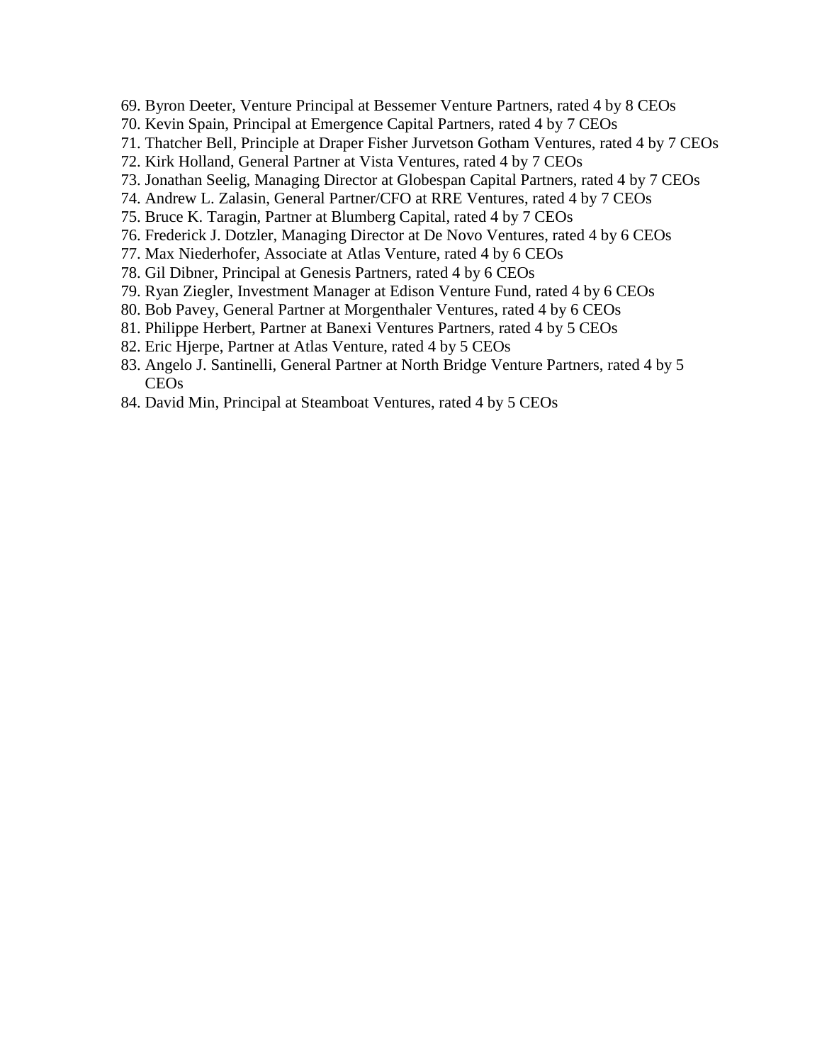69. Byron Deeter, Venture Principal at Bessemer Venture Partners, rated 4 by 8 CEOs
70. Kevin Spain, Principal at Emergence Capital Partners, rated 4 by 7 CEOs
71. Thatcher Bell, Principle at Draper Fisher Jurvetson Gotham Ventures, rated 4 by 7 CEOs
72. Kirk Holland, General Partner at Vista Ventures, rated 4 by 7 CEOs
73. Jonathan Seelig, Managing Director at Globespan Capital Partners, rated 4 by 7 CEOs
74. Andrew L. Zalasin, General Partner/CFO at RRE Ventures, rated 4 by 7 CEOs
75. Bruce K. Taragin, Partner at Blumberg Capital, rated 4 by 7 CEOs
76. Frederick J. Dotzler, Managing Director at De Novo Ventures, rated 4 by 6 CEOs
77. Max Niederhofer, Associate at Atlas Venture, rated 4 by 6 CEOs
78. Gil Dibner, Principal at Genesis Partners, rated 4 by 6 CEOs
79. Ryan Ziegler, Investment Manager at Edison Venture Fund, rated 4 by 6 CEOs
80. Bob Pavey, General Partner at Morgenthaler Ventures, rated 4 by 6 CEOs
81. Philippe Herbert, Partner at Banexi Ventures Partners, rated 4 by 5 CEOs
82. Eric Hjerpe, Partner at Atlas Venture, rated 4 by 5 CEOs
83. Angelo J. Santinelli, General Partner at North Bridge Venture Partners, rated 4 by 5 CEOs
84. David Min, Principal at Steamboat Ventures, rated 4 by 5 CEOs